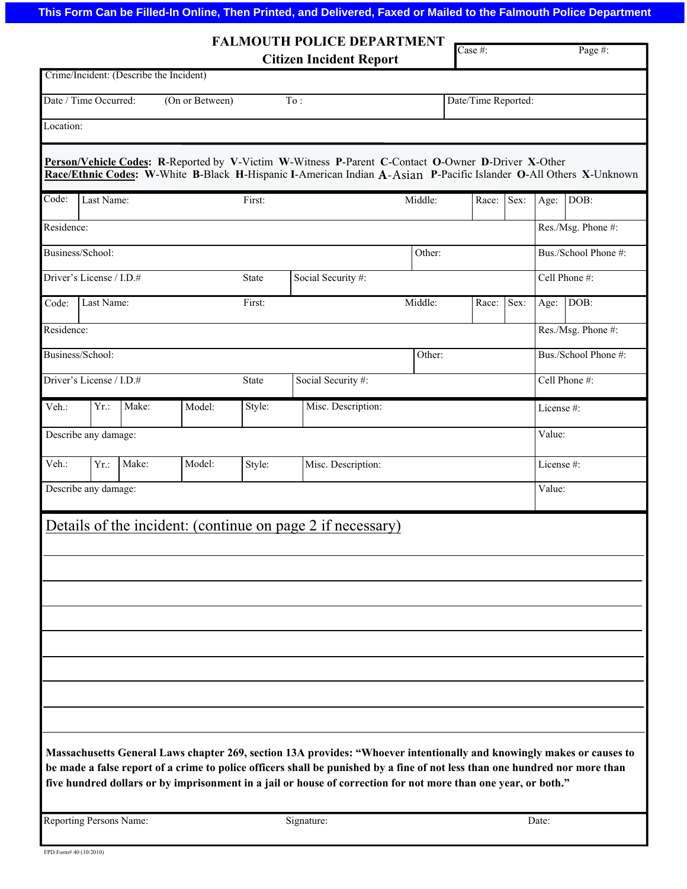This Form Can be Filled-In Online, Then Printed, and Delivered, Faxed or Mailed to the Falmouth Police Department

# FALMOUTH POLICE DEPARTMENT

## Citizen Incident Report

| Case #: | Page #: |
|---|---|

| Crime/Incident: (Describe the Incident) | | | |
|---|---|---|---|
| Date / Time Occurred: | (On or Between) | To : | Date/Time Reported: |
| Location: | | | |

**Person/Vehicle Codes:** **R**-Reported by **V**-Victim **W**-Witness **P**-Parent **C**-Contact **O**-Owner **D**-Driver **X**-Other
**Race/Ethnic Codes:** **W**-White **B**-Black **H**-Hispanic **I**-American Indian **A**-Asian **P**-Pacific Islander **O**-All Others **X**-Unknown

| Code: | Last Name: | First: | Middle: | Race: | Sex: | Age: | DOB: |
|---|---|---|---|---|---|---|---|
| Residence: | | | | | | Res./Msg. Phone #: | |
| Business/School: | | | Other: | | | Bus./School Phone #: | |
| Driver's License / I.D.# | | State | Social Security #: | | | Cell Phone #: | |
| Code: | Last Name: | First: | Middle: | Race: | Sex: | Age: | DOB: |
| Residence: | | | | | | Res./Msg. Phone #: | |
| Business/School: | | | Other: | | | Bus./School Phone #: | |
| Driver's License / I.D.# | | State | Social Security #: | | | Cell Phone #: | |

| Veh.: | Yr.: | Make: | Model: | Style: | Misc. Description: | License #: |
|---|---|---|---|---|---|---|
| Describe any damage: | | | | | | Value: |
| Veh.: | Yr.: | Make: | Model: | Style: | Misc. Description: | License #: |
| Describe any damage: | | | | | | Value: |

Details of the incident: (continue on page 2 if necessary)

**Massachusetts General Laws chapter 269, section 13A provides: "Whoever intentionally and knowingly makes or causes to be made a false report of a crime to police officers shall be punished by a fine of not less than one hundred nor more than five hundred dollars or by imprisonment in a jail or house of correction for not more than one year, or both."**

| Reporting Persons Name: | Signature: | Date: |
|---|---|---|

FPD Form# 40 (10/2010)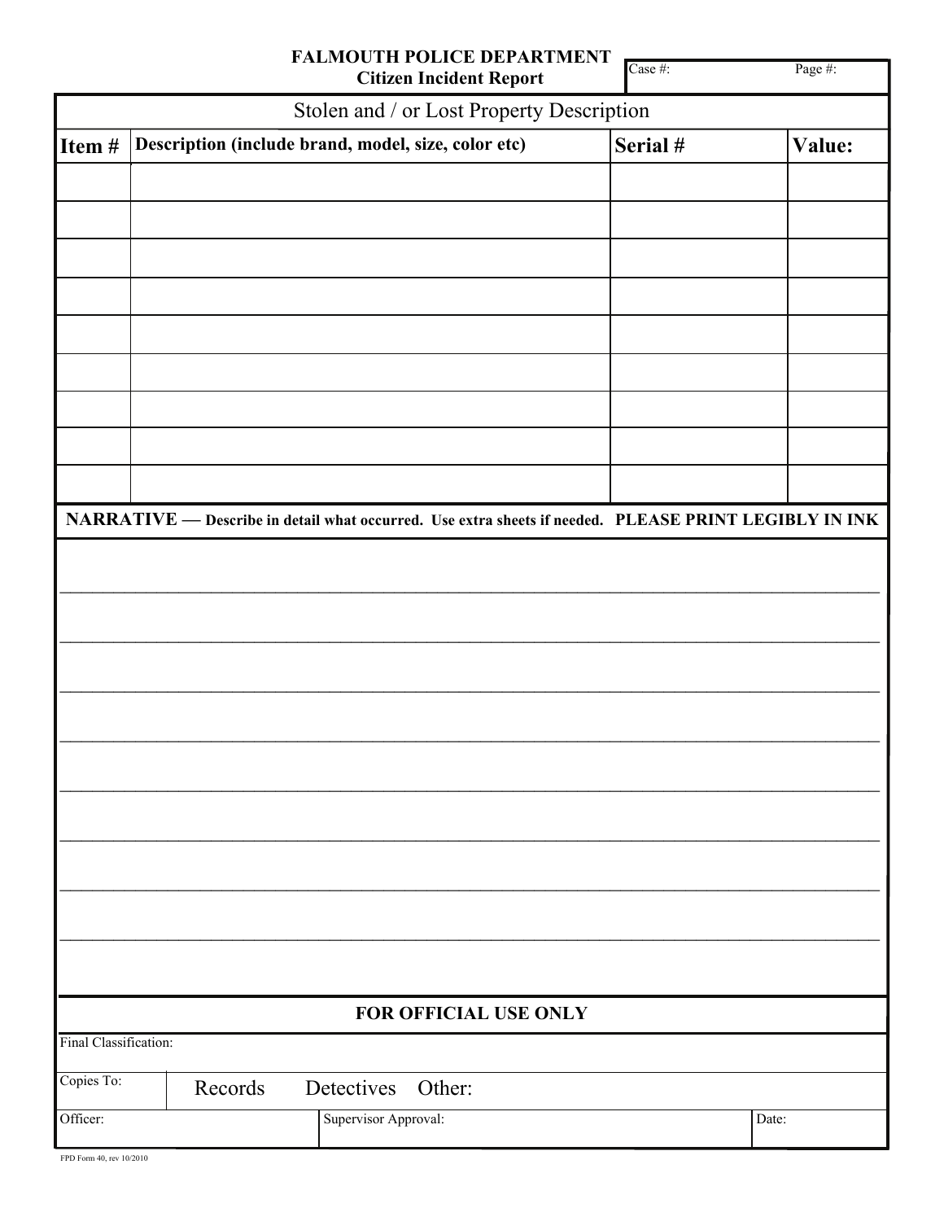**FALMOUTH POLICE DEPARTMENT**
**Citizen Incident Report**

Case #: Page #:

## Stolen and / or Lost Property Description

| Item # | Description (include brand, model, size, color etc) | Serial # | Value: |
|---|---|---|---|
| | | | |
| | | | |
| | | | |
| | | | |
| | | | |
| | | | |
| | | | |
| | | | |
| | | | |

**NARRATIVE — Describe in detail what occurred. Use extra sheets if needed. PLEASE PRINT LEGIBLY IN INK**

________________________________________________________________________________

________________________________________________________________________________

________________________________________________________________________________

________________________________________________________________________________

________________________________________________________________________________

________________________________________________________________________________

________________________________________________________________________________

________________________________________________________________________________

**FOR OFFICIAL USE ONLY**

Final Classification:

Copies To: Records Detectives Other:

| Officer: | Supervisor Approval: | Date: |
|---|---|---|

FPD Form 40, rev 10/2010